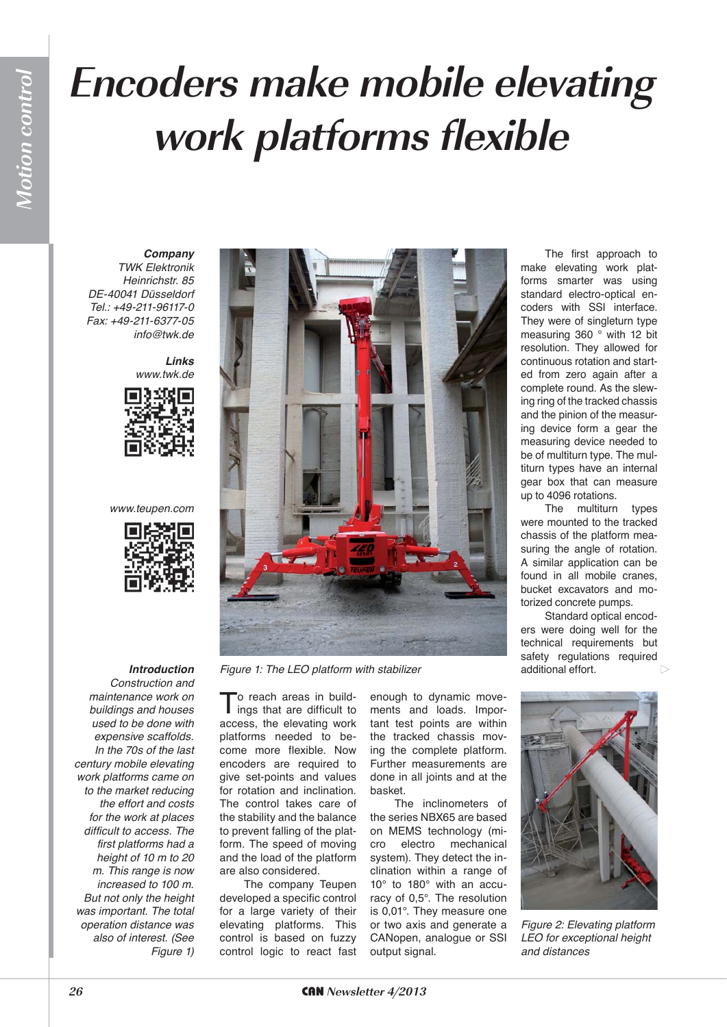# Encoders make mobile elevating work platforms flexible

***Company***
*TWK Elektronik*
*Heinrichstr. 85*
*DE-40041 Düsseldorf*
*Tel.: +49-211-96117-0*
*Fax: +49-211-6377-05*
*info@twk.de*

***Links***
*www.twk.de*

*www.teupen.com*

***Introduction***

*Construction and maintenance work on buildings and houses used to be done with expensive scaffolds. In the 70s of the last century mobile elevating work platforms came on to the market reducing the effort and costs for the work at places difficult to access. The first platforms had a height of 10 m to 20 m. This range is now increased to 100 m. But not only the height was important. The total operation distance was also of interest. (See Figure 1)*

*Figure 1: The LEO platform with stabilizer*

To reach areas in buildings that are difficult to access, the elevating work platforms needed to become more flexible. Therefore encoders are required to give set-points and values for rotation and inclination. The control takes care of the stability and the balance to prevent falling of the platform. The speed of moving and the load of the platform are also considered.

The company Teupen developed a specific control for a large variety of their elevating platforms. This control is based on fuzzy control logic to react fast enough to dynamic movements and loads. Important test points are within the tracked chassis moving the complete platform. Further measurements are done in all joints and at the basket.

The inclinometers of the series NBX65 are based on MEMS technology (micro electro mechanical system). They detect the inclination within a range of 10° to 180° with an accuracy of 0,5°. The resolution is 0,01°. They measure one or two axis and generate a CANopen, analogue or SSI output signal.

The first approach to make elevating work platforms smarter was using standard electro-optical encoders with SSI interface. They were of singleturn type measuring 360 ° with 12 bit resolution. They allowed for continuous rotation and started from zero again after a complete round. As the slewing ring of the tracked chassis and the pinion of the measuring device form a gear the measuring device needed to be of multiturn type. The multiturn types have an internal gear box that can measure up to 4096 rotations.

The multiturn types were mounted to the tracked chassis of the platform measuring the angle of rotation. A similar application can be found in all mobile cranes, bucket excavators and motorized concrete pumps.

Standard optical encoders were doing well for the technical requirements but safety regulations required additional effort.

*Figure 2: Elevating platform LEO for exceptional height and distances*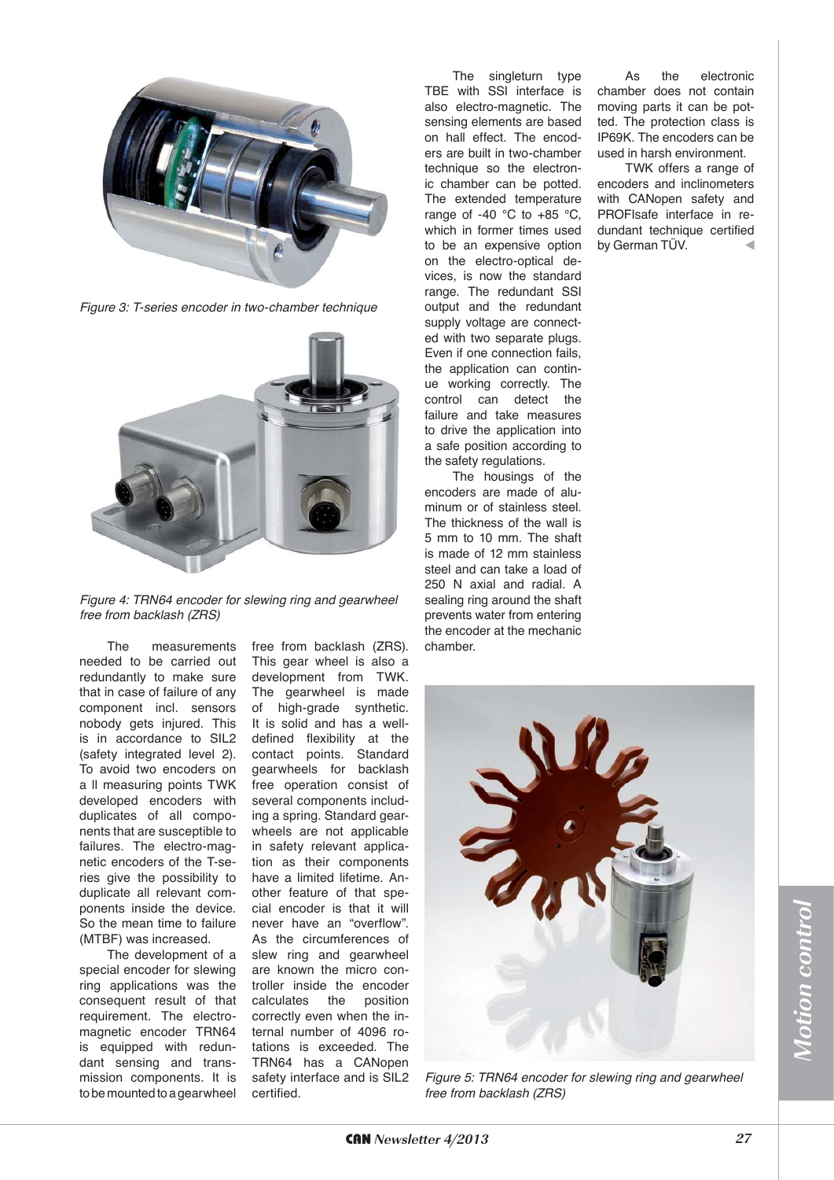Figure 3: T-series encoder in two-chamber technique

Figure 4: TRN64 encoder for slewing ring and gearwheel free from backlash (ZRS)

The measurements needed to be carried out redundantly to make sure that in case of failure of any component incl. sensors nobody gets injured. This is in accordance to SIL2 (safety integrated level 2). To avoid two encoders on a ll measuring points TWK developed encoders with duplicates of all components that are susceptible to failures. The electro-magnetic encoders of the T-series give the possibility to duplicate all relevant components inside the device. So the mean time to failure (MTBF) was increased.

The development of a special encoder for slewing ring applications was the consequent result of that requirement. The electro-magnetic encoder TRN64 is equipped with redundant sensing and transmission components. It is to be mounted to a gearwheel free from backlash (ZRS). This gear wheel is also a development from TWK. The gearwheel is made of high-grade synthetic. It is solid and has a well-defined flexibility at the contact points. Standard gearwheels for backlash free operation consist of several components including a spring. Standard gearwheels are not applicable in safety relevant application as their components have a limited lifetime. Another feature of that special encoder is that it will never have an "overflow". As the circumferences of slew ring and gearwheel are known the micro controller inside the encoder calculates the position correctly even when the internal number of 4096 rotations is exceeded. The TRN64 has a CANopen safety interface and is SIL2 certified.

The singleturn type TBE with SSI interface is also electro-magnetic. The sensing elements are based on hall effect. The encoders are built in two-chamber technique so the electronic chamber can be potted. The extended temperature range of -40 °C to +85 °C, which in former times used to be an expensive option on the electro-optical devices, is now the standard range. The redundant SSI output and the redundant supply voltage are connected with two separate plugs. Even if one connection fails, the application can continue working correctly. The control can detect the failure and take measures to drive the application into a safe position according to the safety regulations.

The housings of the encoders are made of aluminum or of stainless steel. The thickness of the wall is 5 mm to 10 mm. The shaft is made of 12 mm stainless steel and can take a load of 250 N axial and radial. A sealing ring around the shaft prevents water from entering the encoder at the mechanic chamber.

As the electronic chamber does not contain moving parts it can be potted. The protection class is IP69K. The encoders can be used in harsh environment.

TWK offers a range of encoders and inclinometers with CANopen safety and PROFIsafe interface in redundant technique certified by German TÜV. ◄

Figure 5: TRN64 encoder for slewing ring and gearwheel free from backlash (ZRS)